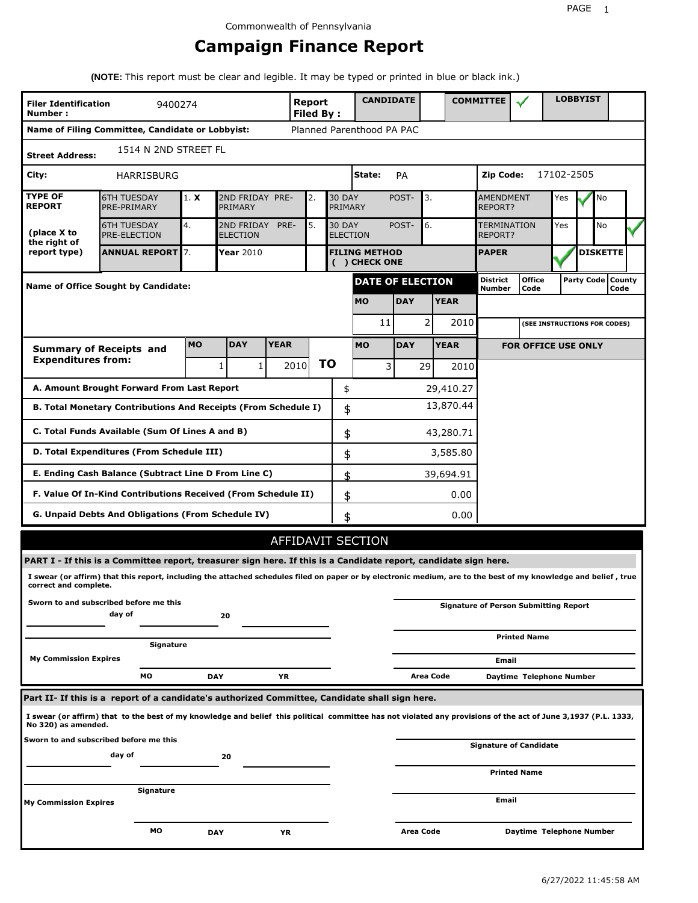Commonwealth of Pennsylvania

# Campaign Finance Report

**(NOTE:** This report must be clear and legible. It may be typed or printed in blue or black ink.)

| **Filer Identification Number :** | 9400274 | **Report Filed By :** | **CANDIDATE** | | **COMMITTEE** | ✓ | **LOBBYIST** | |
|---|---|---|---|---|---|---|---|---|
| **Name of Filing Committee, Candidate or Lobbyist:** | Planned Parenthood PA PAC | | | | | | | |
| **Street Address:** | 1514 N 2ND STREET FL | | | | | | | |
| **City:** | HARRISBURG | **State:** | PA | | **Zip Code:** | 17102-2505 | | |

| **TYPE OF REPORT** | 6TH TUESDAY PRE-PRIMARY | 1. **X** | 2ND FRIDAY PRE-PRIMARY | 2. | 30 DAY POST-PRIMARY | 3. | AMENDMENT REPORT? | Yes | ✓ | No | |
|---|---|---|---|---|---|---|---|---|---|---|---|
| **(place X to the right of report type)** | 6TH TUESDAY PRE-ELECTION | 4. | 2ND FRIDAY PRE-ELECTION | 5. | 30 DAY POST-ELECTION | 6. | TERMINATION REPORT? | Yes | | No | ✓ |
| | **ANNUAL REPORT** | 7. | **Year** 2010 | | **FILING METHOD ( ) CHECK ONE** | | **PAPER** | ✓ | **DISKETTE** | | |

| **Name of Office Sought by Candidate:** | **DATE OF ELECTION** | | | **District Number** | **Office Code** | **Party Code** | **County Code** |
|---|---|---|---|---|---|---|---|
| | **MO** | **DAY** | **YEAR** | | | | |
| | 11 | 2 | 2010 | | (SEE INSTRUCTIONS FOR CODES) | | |

| **Summary of Receipts and Expenditures from:** | **MO** | **DAY** | **YEAR** | | **MO** | **DAY** | **YEAR** |
|---|---|---|---|---|---|---|---|
| | 1 | 1 | 2010 | **TO** | 3 | 29 | 2010 |

**FOR OFFICE USE ONLY**

| | | |
|---|---|---|
| **A. Amount Brought Forward From Last Report** | $ | 29,410.27 |
| **B. Total Monetary Contributions And Receipts (From Schedule I)** | $ | 13,870.44 |
| **C. Total Funds Available (Sum Of Lines A and B)** | $ | 43,280.71 |
| **D. Total Expenditures (From Schedule III)** | $ | 3,585.80 |
| **E. Ending Cash Balance (Subtract Line D From Line C)** | $ | 39,694.91 |
| **F. Value Of In-Kind Contributions Received (From Schedule II)** | $ | 0.00 |
| **G. Unpaid Debts And Obligations (From Schedule IV)** | $ | 0.00 |

## AFFIDAVIT SECTION

**PART I - If this is a Committee report, treasurer sign here. If this is a Candidate report, candidate sign here.**

**I swear (or affirm) that this report, including the attached schedules filed on paper or by electronic medium, are to the best of my knowledge and belief , true correct and complete.**

**Sworn to and subscribed before me this** ______ **day of** ______ **20** ______

**Signature** ______

**My Commission Expires** **MO** ______ **DAY** ______ **YR** ______

**Signature of Person Submitting Report** ______

**Printed Name** ______

**Email** ______

**Area Code** ______ **Daytime Telephone Number** ______

**Part II- If this is a report of a candidate's authorized Committee, Candidate shall sign here.**

**I swear (or affirm) that to the best of my knowledge and belief this political committee has not violated any provisions of the act of June 3,1937 (P.L. 1333, No 320) as amended.**

**Sworn to and subscribed before me this** ______ **day of** ______ **20** ______

**Signature** ______

**My Commission Expires** **MO** ______ **DAY** ______ **YR** ______

**Signature of Candidate** ______

**Printed Name** ______

**Email** ______

**Area Code** ______ **Daytime Telephone Number** ______

6/27/2022 11:45:58 AM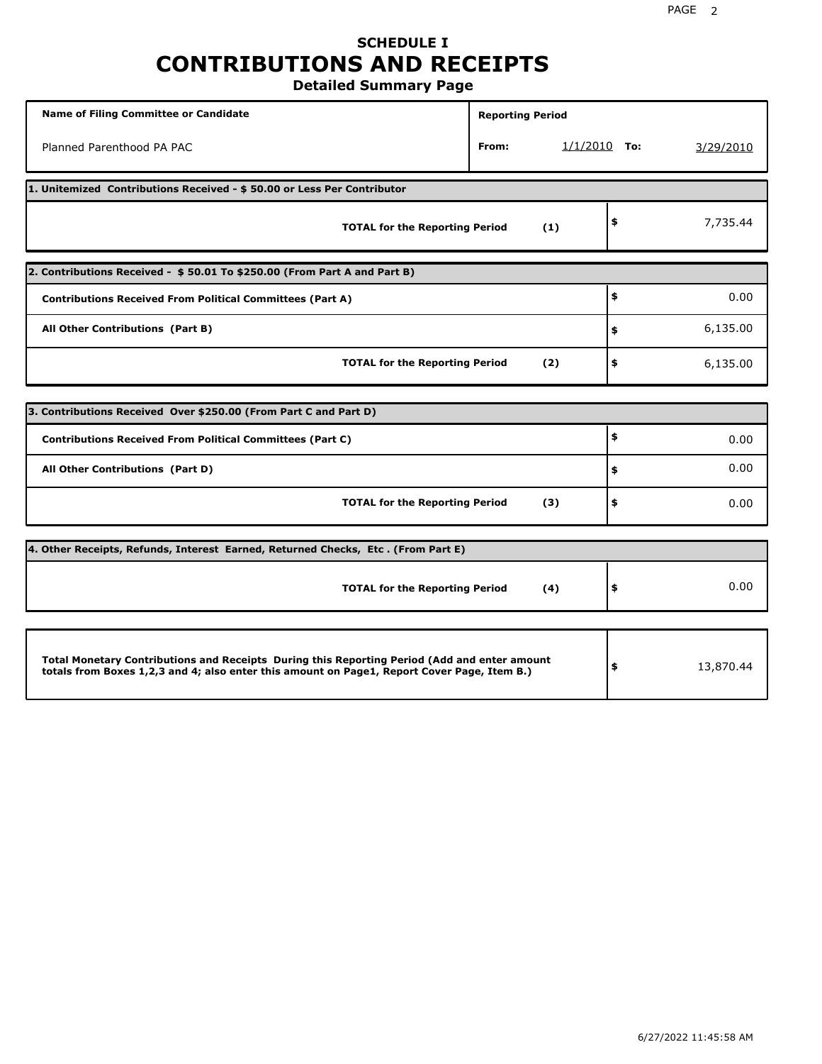# SCHEDULE I

# CONTRIBUTIONS AND RECEIPTS

**Detailed Summary Page**

| Name of Filing Committee or Candidate | Reporting Period | |
|---|---|---|
| Planned Parenthood PA PAC | From: 1/1/2010 | To: 3/29/2010 |

| 1. Unitemized Contributions Received - $ 50.00 or Less Per Contributor | |
|---|---|
| **TOTAL for the Reporting Period (1)** | $ 7,735.44 |

| 2. Contributions Received - $ 50.01 To $250.00 (From Part A and Part B) | |
|---|---|
| **Contributions Received From Political Committees (Part A)** | $ 0.00 |
| **All Other Contributions (Part B)** | $ 6,135.00 |
| **TOTAL for the Reporting Period (2)** | $ 6,135.00 |

| 3. Contributions Received Over $250.00 (From Part C and Part D) | |
|---|---|
| **Contributions Received From Political Committees (Part C)** | $ 0.00 |
| **All Other Contributions (Part D)** | $ 0.00 |
| **TOTAL for the Reporting Period (3)** | $ 0.00 |

| 4. Other Receipts, Refunds, Interest Earned, Returned Checks, Etc . (From Part E) | |
|---|---|
| **TOTAL for the Reporting Period (4)** | $ 0.00 |

| | |
|---|---|
| **Total Monetary Contributions and Receipts During this Reporting Period (Add and enter amount totals from Boxes 1,2,3 and 4; also enter this amount on Page1, Report Cover Page, Item B.)** | $ 13,870.44 |

6/27/2022 11:45:58 AM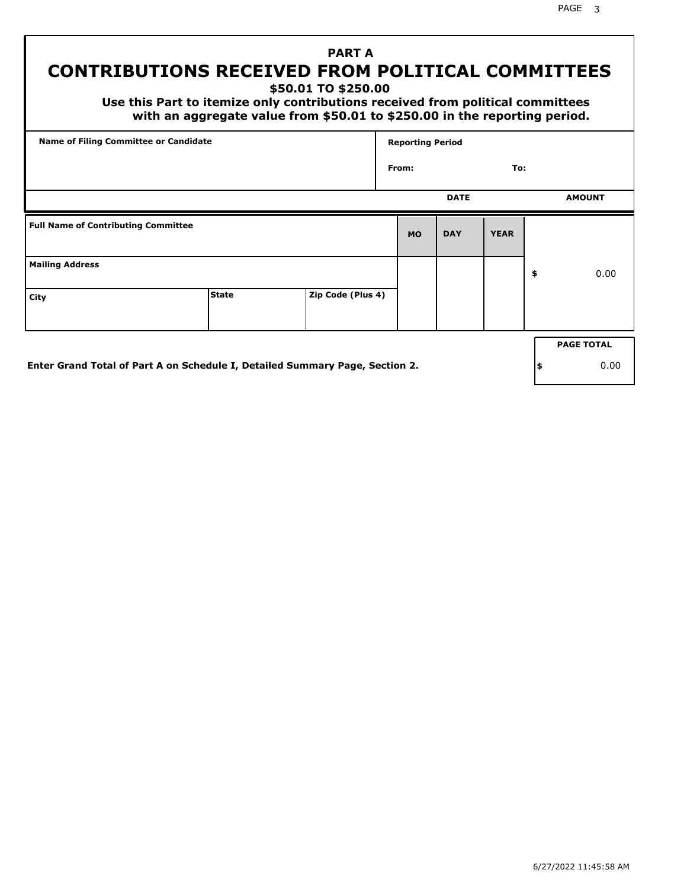# PART A
# CONTRIBUTIONS RECEIVED FROM POLITICAL COMMITTEES

**$50.01 TO $250.00**

**Use this Part to itemize only contributions received from political committees with an aggregate value from $50.01 to $250.00 in the reporting period.**

| Name of Filing Committee or Candidate | Reporting Period |
|---|---|
| | From: To: |

| Full Name of Contributing Committee | | | DATE MO | DATE DAY | DATE YEAR | AMOUNT |
|---|---|---|---|---|---|---|
| Mailing Address | | | | | | $ 0.00 |
| City | State | Zip Code (Plus 4) | | | | |

Enter Grand Total of Part A on Schedule I, Detailed Summary Page, Section 2.

| PAGE TOTAL |
|---|
| $ 0.00 |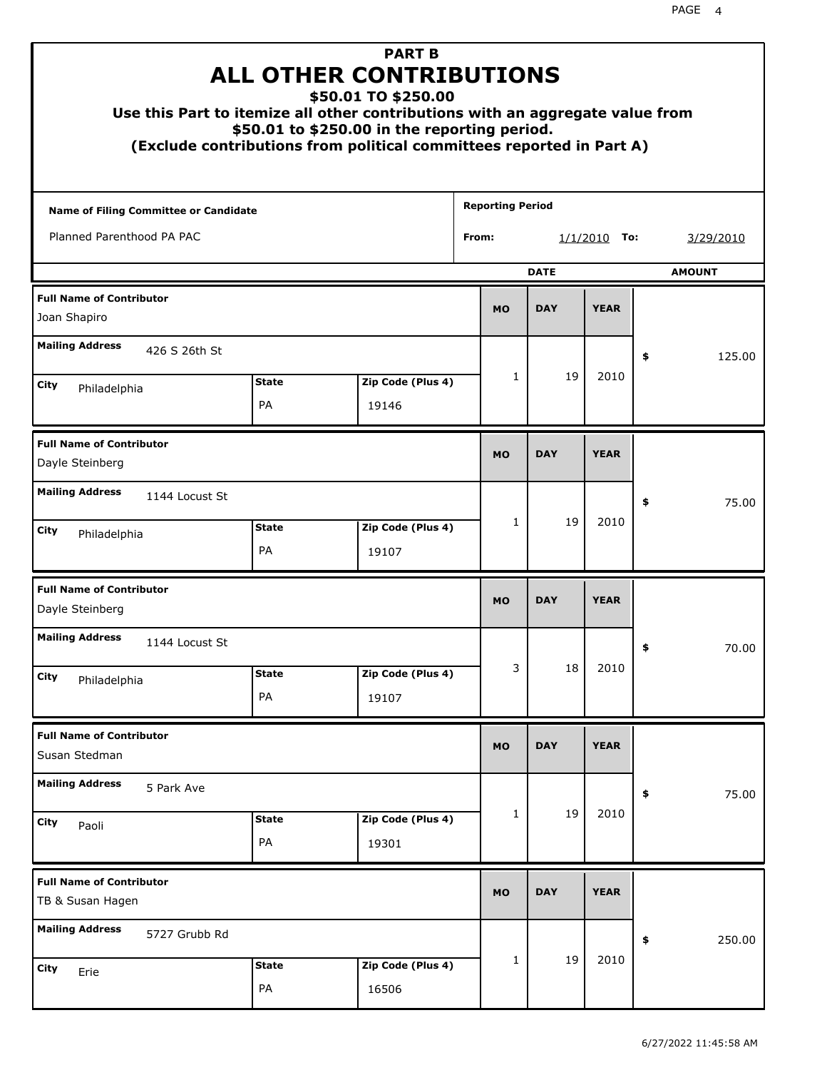# PART B
# ALL OTHER CONTRIBUTIONS
## $50.01 TO $250.00
### Use this Part to itemize all other contributions with an aggregate value from $50.01 to $250.00 in the reporting period.
### (Exclude contributions from political committees reported in Part A)

| Name of Filing Committee or Candidate | Reporting Period |
| --- | --- |
| Planned Parenthood PA PAC | From: 1/1/2010 To: 3/29/2010 |

| Full Name of Contributor | Mailing Address | City | State | Zip Code (Plus 4) | MO | DAY | YEAR | AMOUNT |
| --- | --- | --- | --- | --- | --- | --- | --- | --- |
| Joan Shapiro | 426 S 26th St | Philadelphia | PA | 19146 | 1 | 19 | 2010 | $ 125.00 |
| Dayle Steinberg | 1144 Locust St | Philadelphia | PA | 19107 | 1 | 19 | 2010 | $ 75.00 |
| Dayle Steinberg | 1144 Locust St | Philadelphia | PA | 19107 | 3 | 18 | 2010 | $ 70.00 |
| Susan Stedman | 5 Park Ave | Paoli | PA | 19301 | 1 | 19 | 2010 | $ 75.00 |
| TB & Susan Hagen | 5727 Grubb Rd | Erie | PA | 16506 | 1 | 19 | 2010 | $ 250.00 |

6/27/2022 11:45:58 AM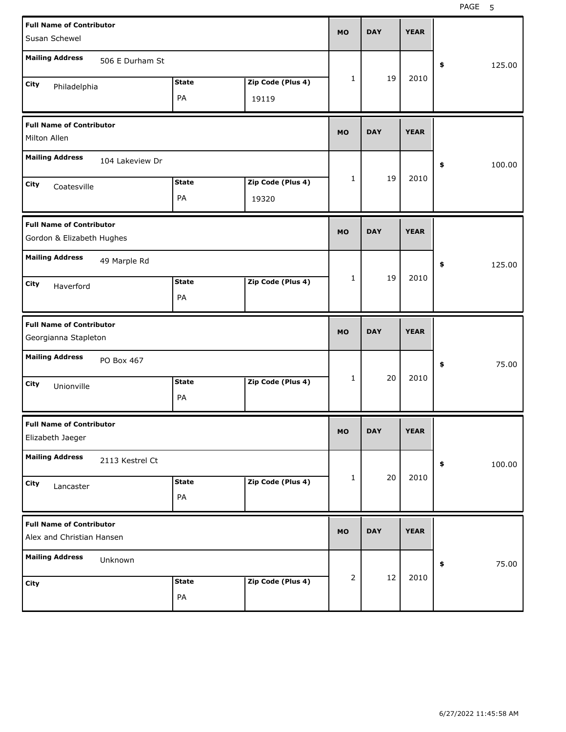| Full Name of Contributor | Mailing Address | City | State | Zip Code (Plus 4) | MO | DAY | YEAR | $ |
| --- | --- | --- | --- | --- | --- | --- | --- | --- |
| Susan Schewel | 506 E Durham St | Philadelphia | PA | 19119 | 1 | 19 | 2010 | 125.00 |
| Milton Allen | 104 Lakeview Dr | Coatesville | PA | 19320 | 1 | 19 | 2010 | 100.00 |
| Gordon & Elizabeth Hughes | 49 Marple Rd | Haverford | PA | | 1 | 19 | 2010 | 125.00 |
| Georgianna Stapleton | PO Box 467 | Unionville | PA | | 1 | 20 | 2010 | 75.00 |
| Elizabeth Jaeger | 2113 Kestrel Ct | Lancaster | PA | | 1 | 20 | 2010 | 100.00 |
| Alex and Christian Hansen | Unknown | | PA | | 2 | 12 | 2010 | 75.00 |

6/27/2022 11:45:58 AM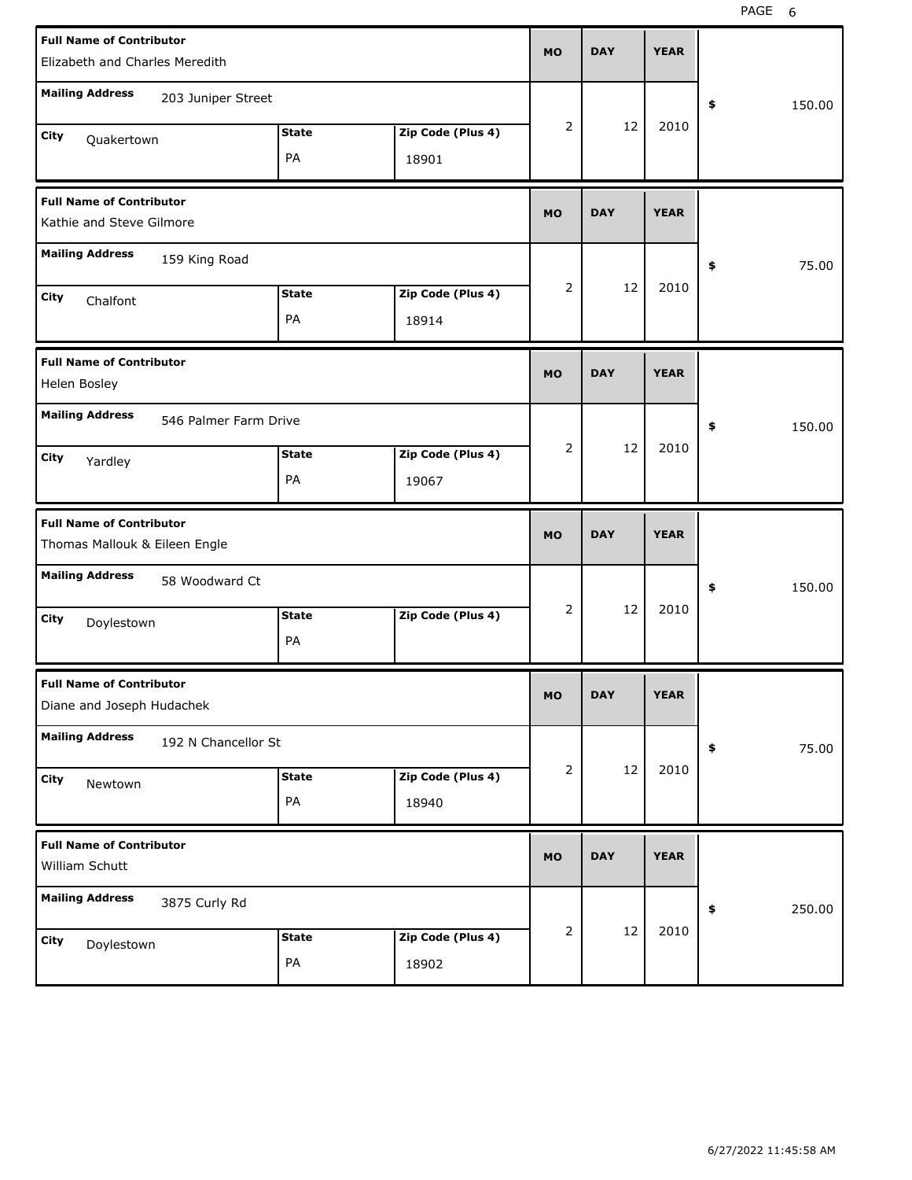| Full Name of Contributor | Mailing Address | City | State | Zip Code (Plus 4) | MO | DAY | YEAR | $ |
|---|---|---|---|---|---|---|---|---|
| Elizabeth and Charles Meredith | 203 Juniper Street | Quakertown | PA | 18901 | 2 | 12 | 2010 | 150.00 |
| Kathie and Steve Gilmore | 159 King Road | Chalfont | PA | 18914 | 2 | 12 | 2010 | 75.00 |
| Helen Bosley | 546 Palmer Farm Drive | Yardley | PA | 19067 | 2 | 12 | 2010 | 150.00 |
| Thomas Mallouk & Eileen Engle | 58 Woodward Ct | Doylestown | PA | | 2 | 12 | 2010 | 150.00 |
| Diane and Joseph Hudachek | 192 N Chancellor St | Newtown | PA | 18940 | 2 | 12 | 2010 | 75.00 |
| William Schutt | 3875 Curly Rd | Doylestown | PA | 18902 | 2 | 12 | 2010 | 250.00 |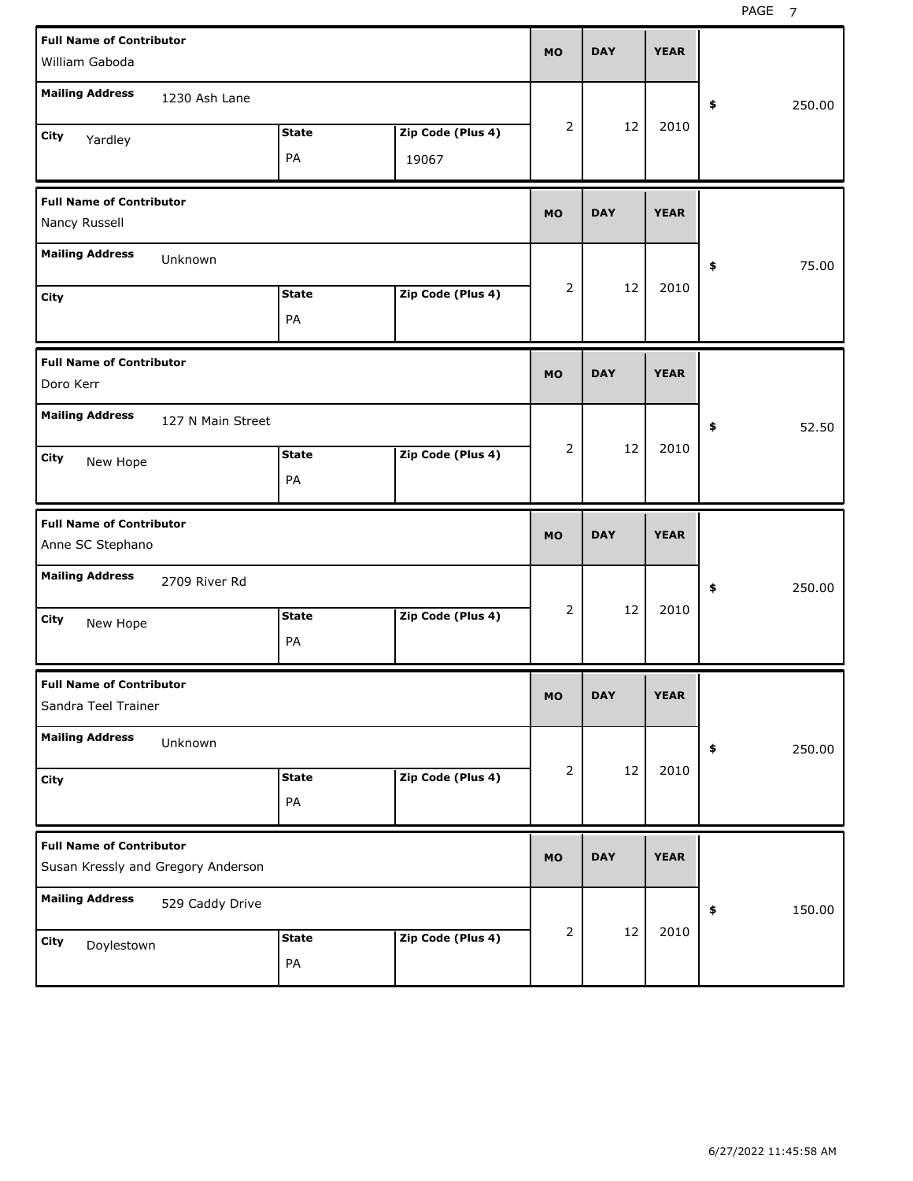| Full Name of Contributor | Mailing Address | City | State | Zip Code (Plus 4) | MO | DAY | YEAR | $ |
|---|---|---|---|---|---|---|---|---|
| William Gaboda | 1230 Ash Lane | Yardley | PA | 19067 | 2 | 12 | 2010 | 250.00 |
| Nancy Russell | Unknown | | PA | | 2 | 12 | 2010 | 75.00 |
| Doro Kerr | 127 N Main Street | New Hope | PA | | 2 | 12 | 2010 | 52.50 |
| Anne SC Stephano | 2709 River Rd | New Hope | PA | | 2 | 12 | 2010 | 250.00 |
| Sandra Teel Trainer | Unknown | | PA | | 2 | 12 | 2010 | 250.00 |
| Susan Kressly and Gregory Anderson | 529 Caddy Drive | Doylestown | PA | | 2 | 12 | 2010 | 150.00 |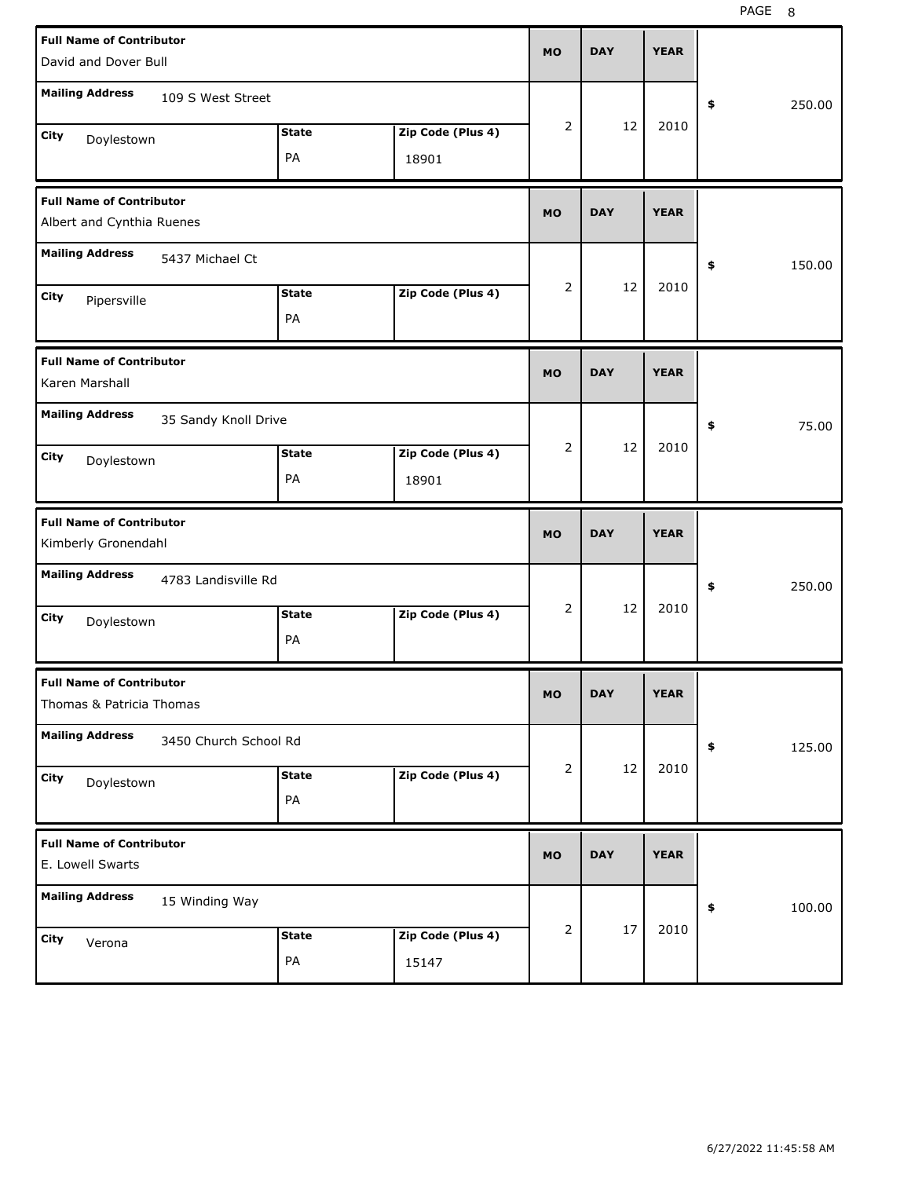| Full Name of Contributor | Mailing Address | City | State | Zip Code (Plus 4) | MO | DAY | YEAR | $ |
|---|---|---|---|---|---|---|---|---|
| David and Dover Bull | 109 S West Street | Doylestown | PA | 18901 | 2 | 12 | 2010 | 250.00 |
| Albert and Cynthia Ruenes | 5437 Michael Ct | Pipersville | PA | | 2 | 12 | 2010 | 150.00 |
| Karen Marshall | 35 Sandy Knoll Drive | Doylestown | PA | 18901 | 2 | 12 | 2010 | 75.00 |
| Kimberly Gronendahl | 4783 Landisville Rd | Doylestown | PA | | 2 | 12 | 2010 | 250.00 |
| Thomas & Patricia Thomas | 3450 Church School Rd | Doylestown | PA | | 2 | 12 | 2010 | 125.00 |
| E. Lowell Swarts | 15 Winding Way | Verona | PA | 15147 | 2 | 17 | 2010 | 100.00 |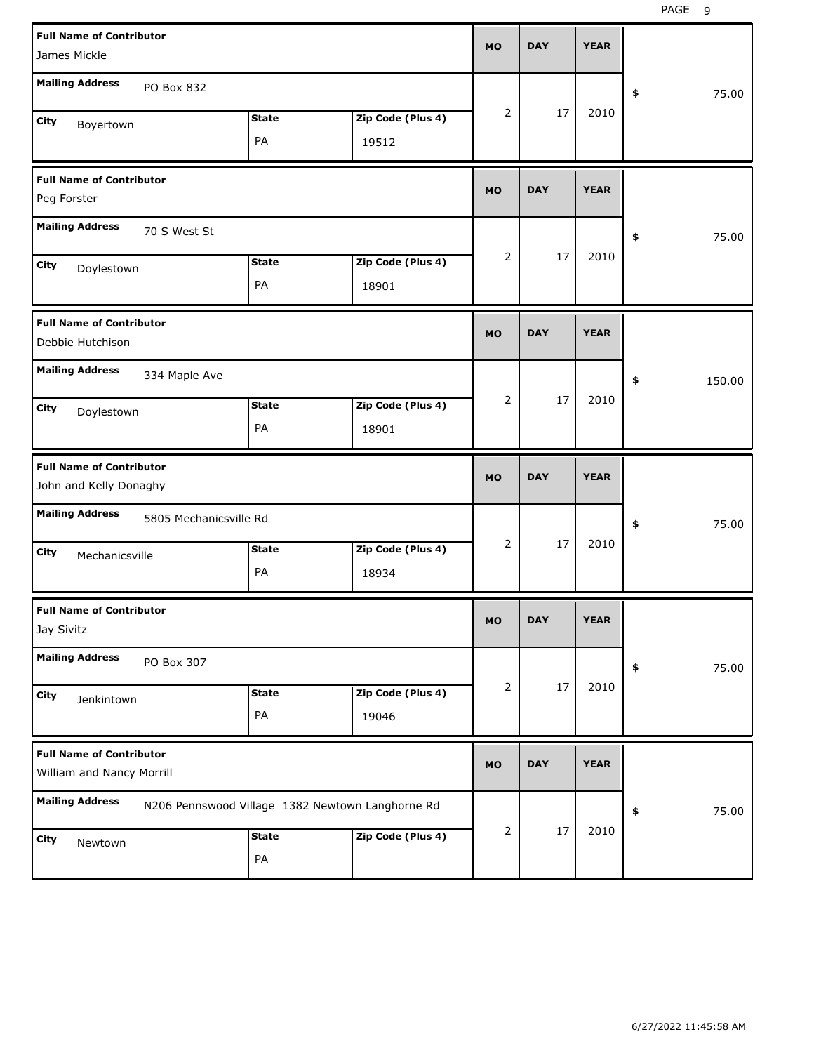| Full Name of Contributor | Mailing Address | City | State | Zip Code (Plus 4) | MO | DAY | YEAR | $ |
|---|---|---|---|---|---|---|---|---|
| James Mickle | PO Box 832 | Boyertown | PA | 19512 | 2 | 17 | 2010 | 75.00 |
| Peg Forster | 70 S West St | Doylestown | PA | 18901 | 2 | 17 | 2010 | 75.00 |
| Debbie Hutchison | 334 Maple Ave | Doylestown | PA | 18901 | 2 | 17 | 2010 | 150.00 |
| John and Kelly Donaghy | 5805 Mechanicsville Rd | Mechanicsville | PA | 18934 | 2 | 17 | 2010 | 75.00 |
| Jay Sivitz | PO Box 307 | Jenkintown | PA | 19046 | 2 | 17 | 2010 | 75.00 |
| William and Nancy Morrill | N206 Pennswood Village 1382 Newtown Langhorne Rd | Newtown | PA | | 2 | 17 | 2010 | 75.00 |

6/27/2022 11:45:58 AM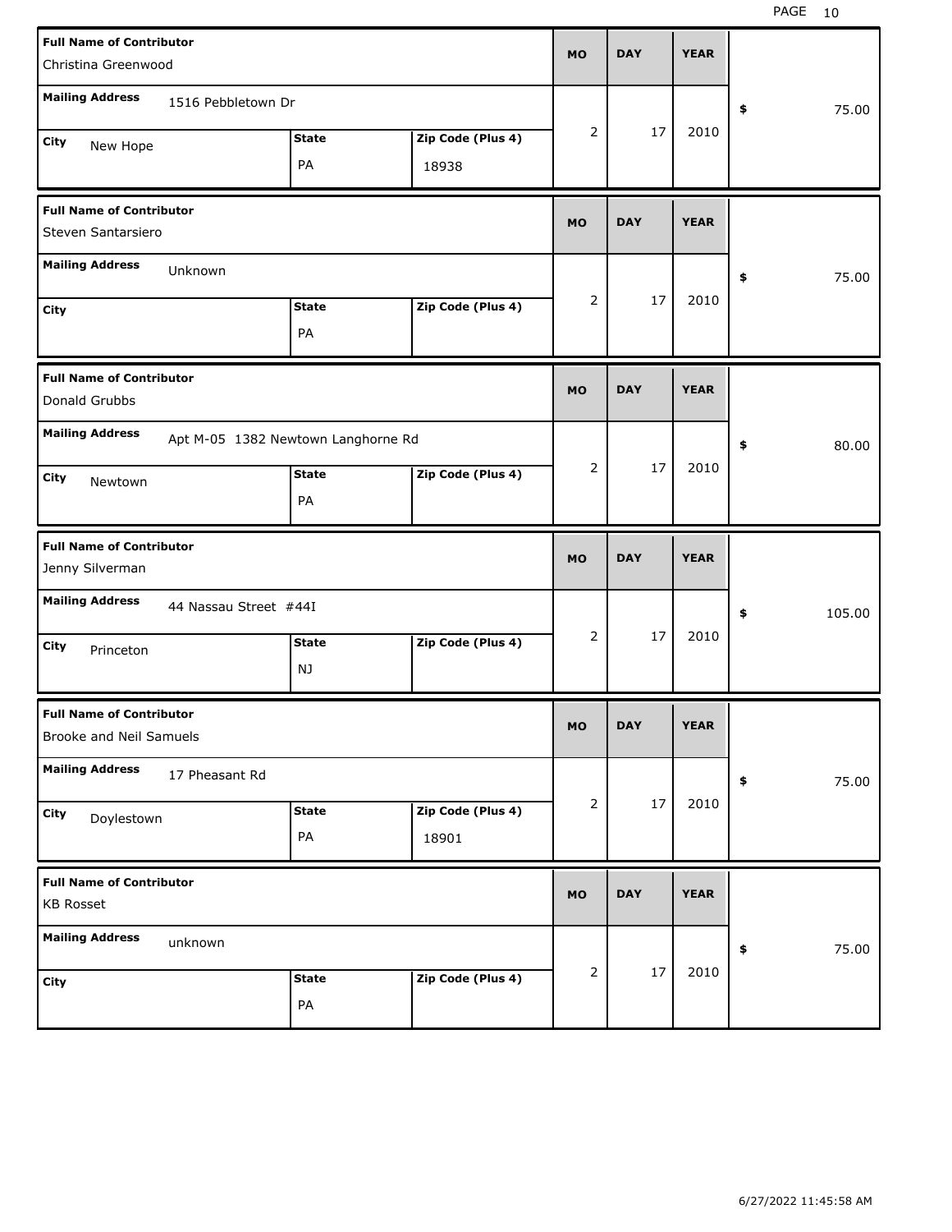| Full Name of Contributor | Mailing Address | City | State | Zip Code (Plus 4) | MO | DAY | YEAR | $ |
|---|---|---|---|---|---|---|---|---|
| Christina Greenwood | 1516 Pebbletown Dr | New Hope | PA | 18938 | 2 | 17 | 2010 | 75.00 |
| Steven Santarsiero | Unknown | | PA | | 2 | 17 | 2010 | 75.00 |
| Donald Grubbs | Apt M-05 1382 Newtown Langhorne Rd | Newtown | PA | | 2 | 17 | 2010 | 80.00 |
| Jenny Silverman | 44 Nassau Street #44I | Princeton | NJ | | 2 | 17 | 2010 | 105.00 |
| Brooke and Neil Samuels | 17 Pheasant Rd | Doylestown | PA | 18901 | 2 | 17 | 2010 | 75.00 |
| KB Rosset | unknown | | PA | | 2 | 17 | 2010 | 75.00 |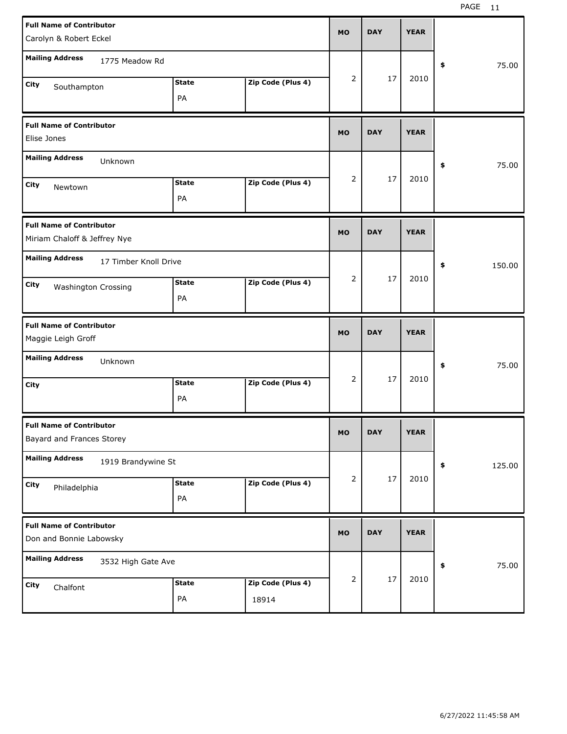| Full Name of Contributor | Mailing Address | City | State | Zip Code (Plus 4) | MO | DAY | YEAR | $ |
| --- | --- | --- | --- | --- | --- | --- | --- | --- |
| Carolyn & Robert Eckel | 1775 Meadow Rd | Southampton | PA | | 2 | 17 | 2010 | 75.00 |
| Elise Jones | Unknown | Newtown | PA | | 2 | 17 | 2010 | 75.00 |
| Miriam Chaloff & Jeffrey Nye | 17 Timber Knoll Drive | Washington Crossing | PA | | 2 | 17 | 2010 | 150.00 |
| Maggie Leigh Groff | Unknown | | PA | | 2 | 17 | 2010 | 75.00 |
| Bayard and Frances Storey | 1919 Brandywine St | Philadelphia | PA | | 2 | 17 | 2010 | 125.00 |
| Don and Bonnie Labowsky | 3532 High Gate Ave | Chalfont | PA | 18914 | 2 | 17 | 2010 | 75.00 |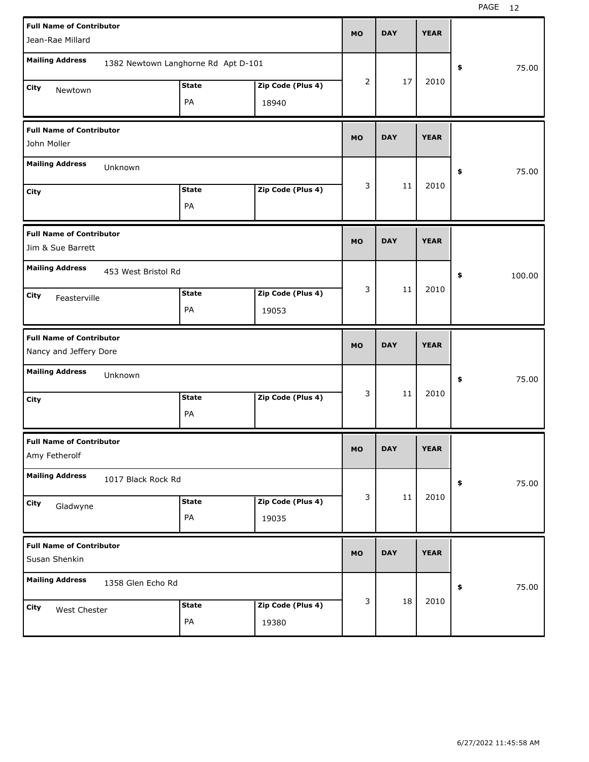| Full Name of Contributor | Mailing Address | City | State | Zip Code (Plus 4) | MO | DAY | YEAR | $ |
|---|---|---|---|---|---|---|---|---|
| Jean-Rae Millard | 1382 Newtown Langhorne Rd Apt D-101 | Newtown | PA | 18940 | 2 | 17 | 2010 | 75.00 |
| John Moller | Unknown | | PA | | 3 | 11 | 2010 | 75.00 |
| Jim & Sue Barrett | 453 West Bristol Rd | Feasterville | PA | 19053 | 3 | 11 | 2010 | 100.00 |
| Nancy and Jeffery Dore | Unknown | | PA | | 3 | 11 | 2010 | 75.00 |
| Amy Fetherolf | 1017 Black Rock Rd | Gladwyne | PA | 19035 | 3 | 11 | 2010 | 75.00 |
| Susan Shenkin | 1358 Glen Echo Rd | West Chester | PA | 19380 | 3 | 18 | 2010 | 75.00 |

6/27/2022 11:45:58 AM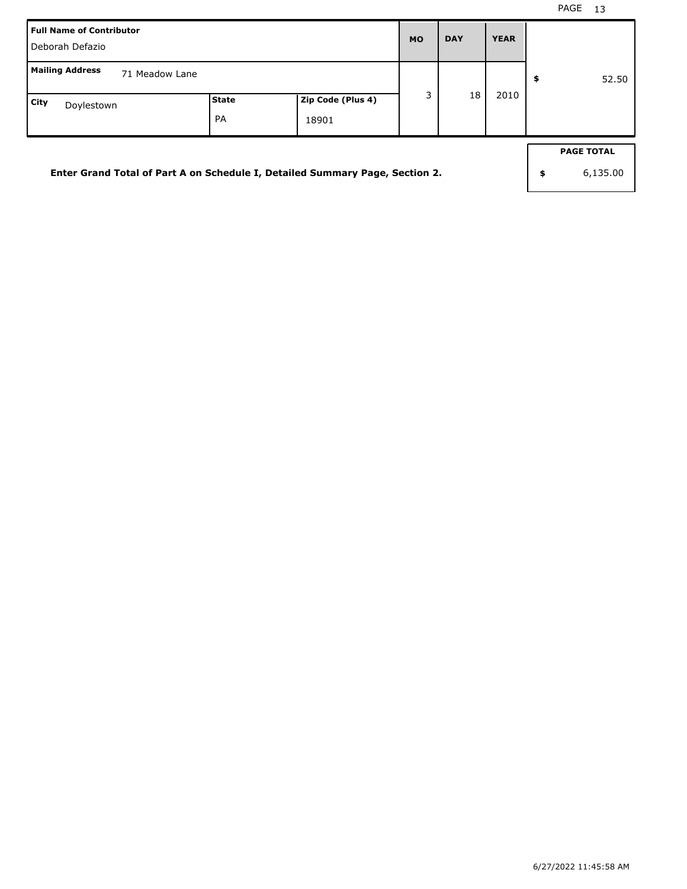| Full Name of Contributor | | | MO | DAY | YEAR | |
|---|---|---|---|---|---|---|
| Deborah Defazio | | | | | | |
| **Mailing Address** 71 Meadow Lane | | | 3 | 18 | 2010 | $ 52.50 |
| **City** Doylestown | **State** PA | **Zip Code (Plus 4)** 18901 | | | | |

**Enter Grand Total of Part A on Schedule I, Detailed Summary Page, Section 2.**

| PAGE TOTAL |
|---|
| $ 6,135.00 |

6/27/2022 11:45:58 AM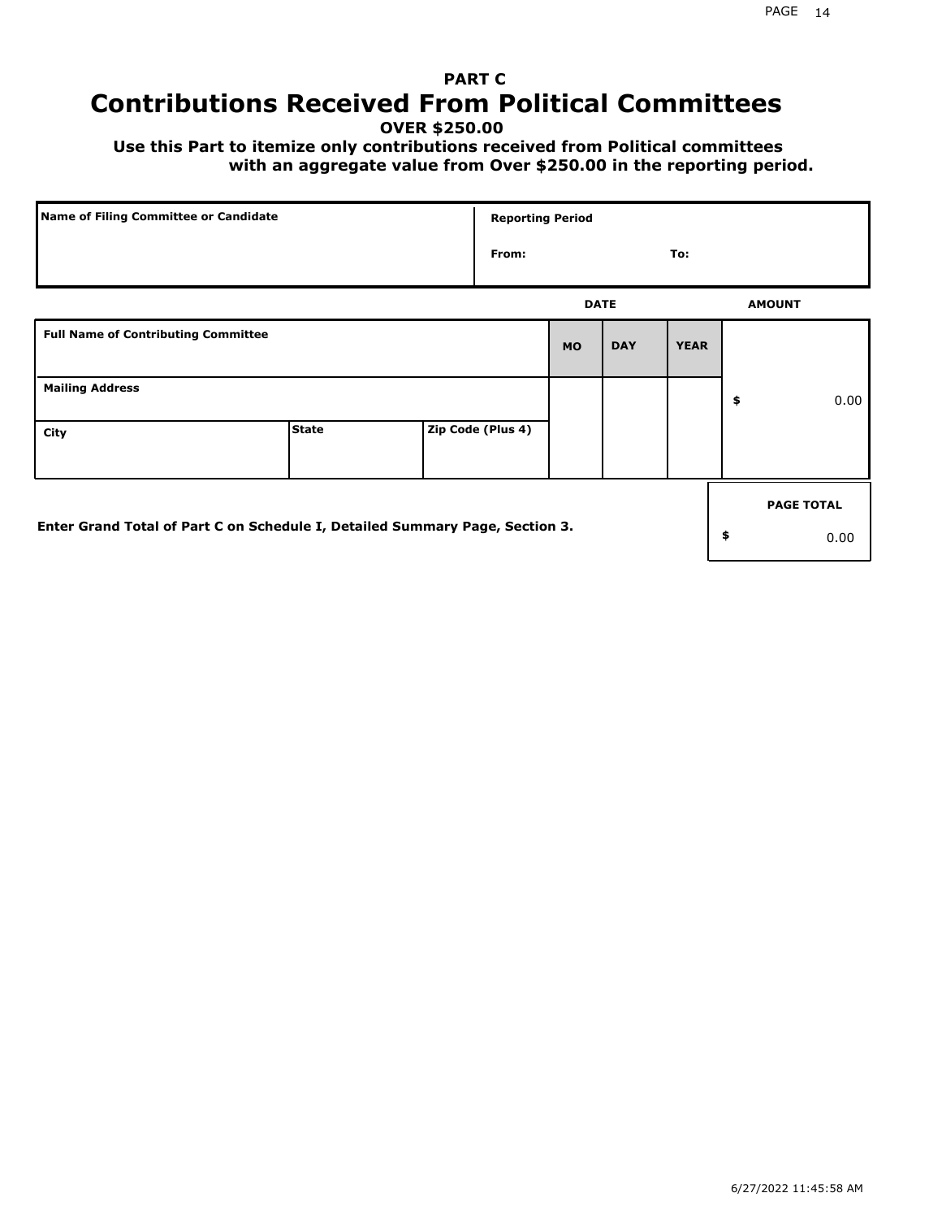**PART C**

# Contributions Received From Political Committees

**OVER $250.00**

**Use this Part to itemize only contributions received from Political committees with an aggregate value from Over $250.00 in the reporting period.**

| Name of Filing Committee or Candidate | Reporting Period | |
|---|---|---|
| | From: | To: |

| Full Name of Contributing Committee | | | DATE MO | DATE DAY | DATE YEAR | AMOUNT |
|---|---|---|---|---|---|---|
| Mailing Address | | | | | | $ 0.00 |
| City | State | Zip Code (Plus 4) | | | | |

Enter Grand Total of Part C on Schedule I, Detailed Summary Page, Section 3.

| PAGE TOTAL |
|---|
| $ 0.00 |

6/27/2022 11:45:58 AM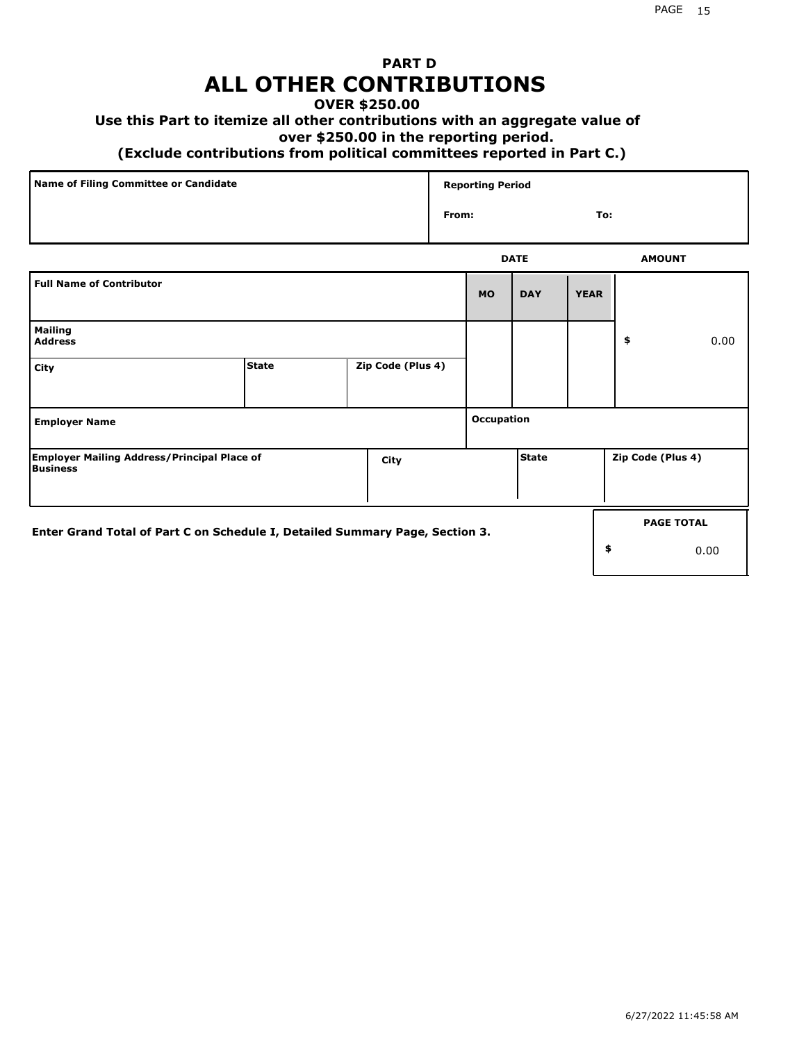# PART D
# ALL OTHER CONTRIBUTIONS

**OVER $250.00**

**Use this Part to itemize all other contributions with an aggregate value of over $250.00 in the reporting period.**

**(Exclude contributions from political committees reported in Part C.)**

| Name of Filing Committee or Candidate | Reporting Period |
|---|---|
| | From: To: |

| Full Name of Contributor | | | DATE MO | DAY | YEAR | AMOUNT |
|---|---|---|---|---|---|---|
| Mailing Address | | | | | | $ 0.00 |
| City | State | Zip Code (Plus 4) | | | | |
| Employer Name | | | Occupation | | | |
| Employer Mailing Address/Principal Place of Business | City | | State | | Zip Code (Plus 4) | |

Enter Grand Total of Part C on Schedule I, Detailed Summary Page, Section 3.

| PAGE TOTAL |
|---|
| $ 0.00 |

6/27/2022 11:45:58 AM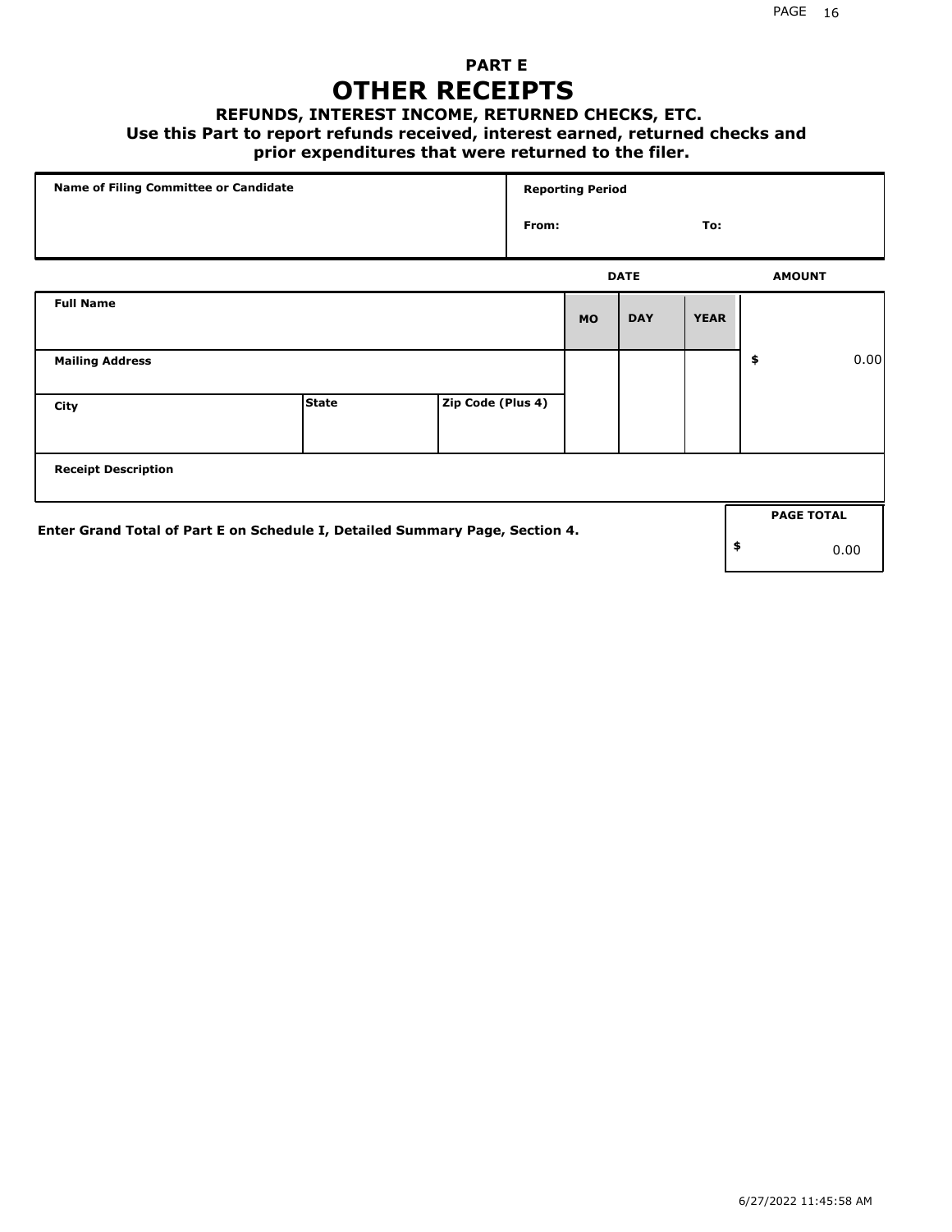# PART E

# OTHER RECEIPTS

### REFUNDS, INTEREST INCOME, RETURNED CHECKS, ETC.

**Use this Part to report refunds received, interest earned, returned checks and prior expenditures that were returned to the filer.**

| Name of Filing Committee or Candidate | Reporting Period | |
|---|---|---|
| | From: | To: |

| Full Name | | | DATE | | | AMOUNT |
|---|---|---|---|---|---|---|
| | | | MO | DAY | YEAR | |
| Mailing Address | | | | | | $ 0.00 |
| City | State | Zip Code (Plus 4) | | | | |
| Receipt Description | | | | | | |

**Enter Grand Total of Part E on Schedule I, Detailed Summary Page, Section 4.**

| PAGE TOTAL |
|---|
| $ 0.00 |

6/27/2022 11:45:58 AM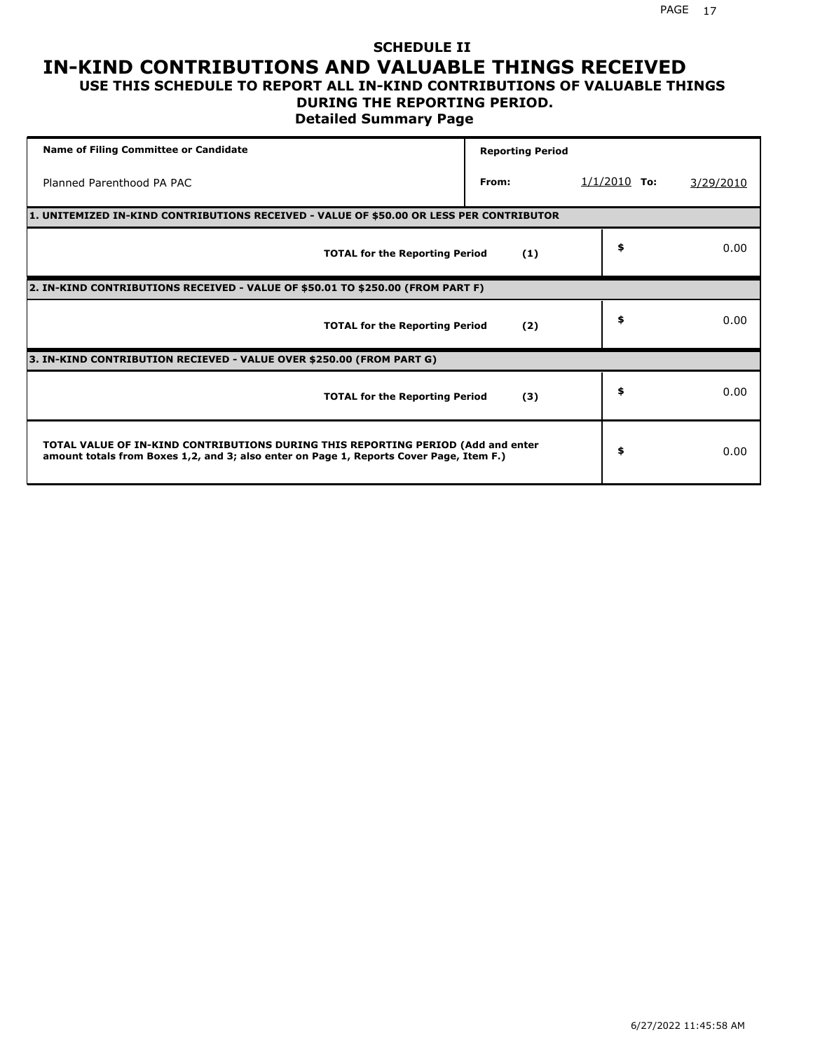# SCHEDULE II

# IN-KIND CONTRIBUTIONS AND VALUABLE THINGS RECEIVED

## USE THIS SCHEDULE TO REPORT ALL IN-KIND CONTRIBUTIONS OF VALUABLE THINGS DURING THE REPORTING PERIOD.

### Detailed Summary Page

| Name of Filing Committee or Candidate | Reporting Period | | |
|---|---|---|---|
| Planned Parenthood PA PAC | From: | 1/1/2010 **To:** | 3/29/2010 |

**1. UNITEMIZED IN-KIND CONTRIBUTIONS RECEIVED - VALUE OF $50.00 OR LESS PER CONTRIBUTOR**

| | | |
|---|---|---|
| **TOTAL for the Reporting Period** | **(1)** | $ 0.00 |

**2. IN-KIND CONTRIBUTIONS RECEIVED - VALUE OF $50.01 TO $250.00 (FROM PART F)**

| | | |
|---|---|---|
| **TOTAL for the Reporting Period** | **(2)** | $ 0.00 |

**3. IN-KIND CONTRIBUTION RECIEVED - VALUE OVER $250.00 (FROM PART G)**

| | | |
|---|---|---|
| **TOTAL for the Reporting Period** | **(3)** | $ 0.00 |

| | |
|---|---|
| **TOTAL VALUE OF IN-KIND CONTRIBUTIONS DURING THIS REPORTING PERIOD (Add and enter amount totals from Boxes 1,2, and 3; also enter on Page 1, Reports Cover Page, Item F.)** | $ 0.00 |

6/27/2022 11:45:58 AM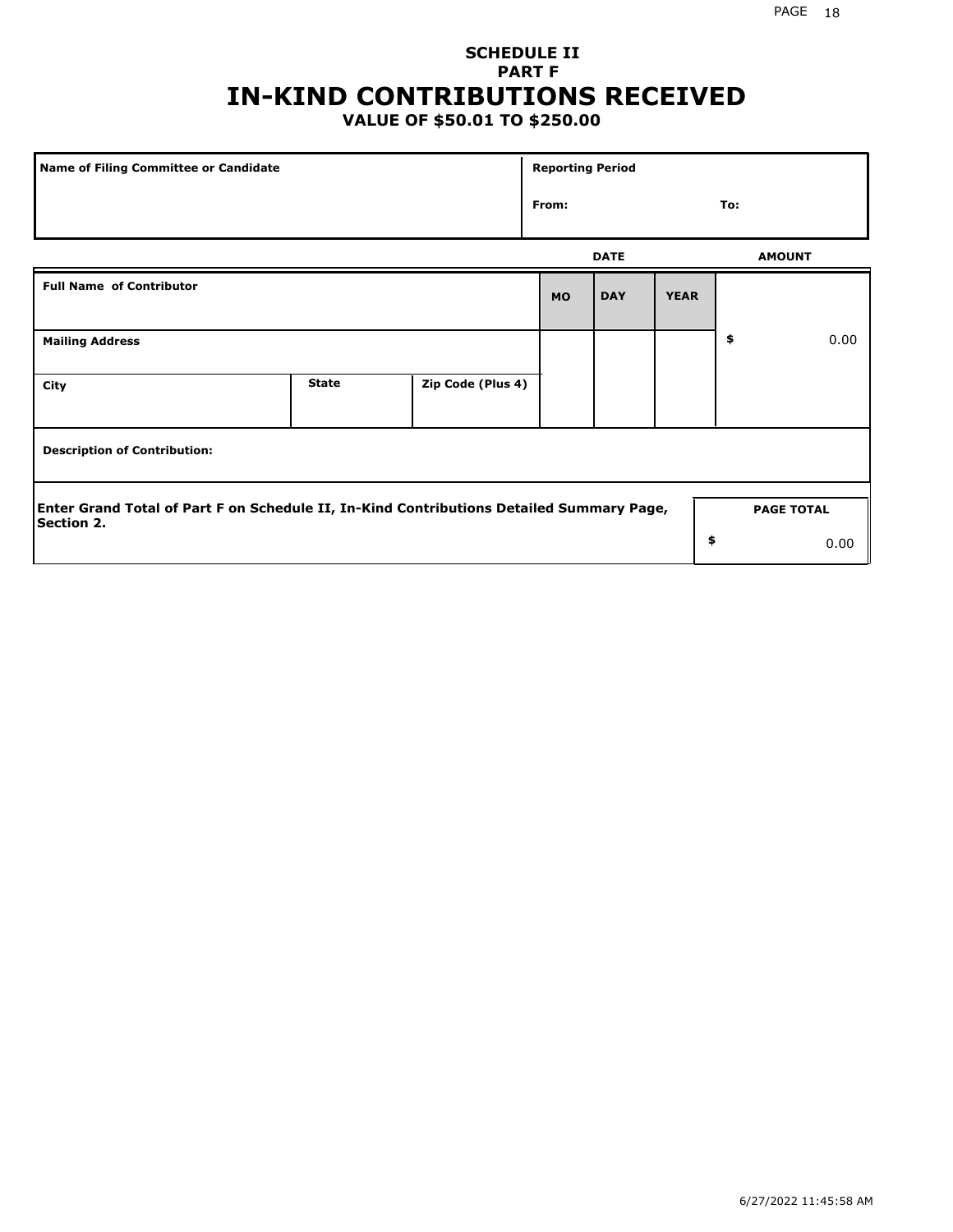# SCHEDULE II
## PART F
# IN-KIND CONTRIBUTIONS RECEIVED
### VALUE OF $50.01 TO $250.00

| Name of Filing Committee or Candidate | Reporting Period | |
|---|---|---|
| | From: | To: |

| Full Name of Contributor | | | DATE MO | DATE DAY | DATE YEAR | AMOUNT |
|---|---|---|---|---|---|---|
| Mailing Address | | | | | | $ 0.00 |
| City | State | Zip Code (Plus 4) | | | | |
| Description of Contribution: | | | | | | |

Enter Grand Total of Part F on Schedule II, In-Kind Contributions Detailed Summary Page, Section 2.

| PAGE TOTAL |
|---|
| $ 0.00 |

6/27/2022 11:45:58 AM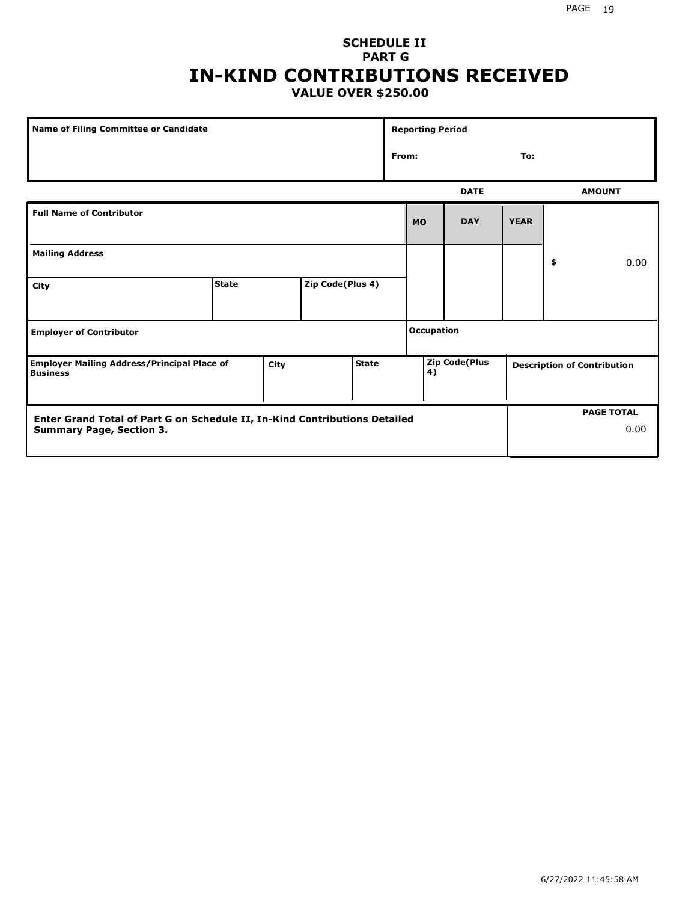# SCHEDULE II
## PART G
# IN-KIND CONTRIBUTIONS RECEIVED
### VALUE OVER $250.00

| Name of Filing Committee or Candidate | Reporting Period |
|---|---|
| | From: To: |

| | | | DATE | | | AMOUNT |
|---|---|---|---|---|---|---|
| Full Name of Contributor | | | MO | DAY | YEAR | |
| Mailing Address | | | | | | $ 0.00 |
| City | State | Zip Code(Plus 4) | | | | |
| Employer of Contributor | | | Occupation | | | |

| Employer Mailing Address/Principal Place of Business | City | State | Zip Code(Plus 4) | Description of Contribution |
|---|---|---|---|---|
| | | | | |

| Enter Grand Total of Part G on Schedule II, In-Kind Contributions Detailed Summary Page, Section 3. | PAGE TOTAL |
|---|---|
| | 0.00 |

6/27/2022 11:45:58 AM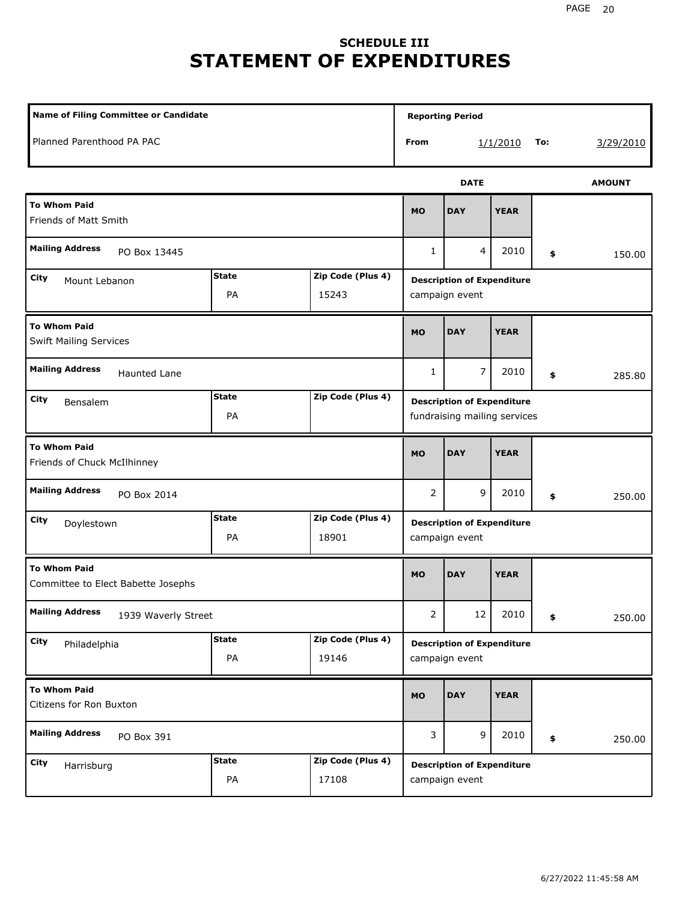# SCHEDULE III
# STATEMENT OF EXPENDITURES

| Name of Filing Committee or Candidate | Reporting Period |
| --- | --- |
| Planned Parenthood PA PAC | From 1/1/2010 To: 3/29/2010 |

| To Whom Paid | Mailing Address | City | State | Zip Code (Plus 4) | MO | DAY | YEAR | AMOUNT | Description of Expenditure |
| --- | --- | --- | --- | --- | --- | --- | --- | --- | --- |
| Friends of Matt Smith | PO Box 13445 | Mount Lebanon | PA | 15243 | 1 | 4 | 2010 | $ 150.00 | campaign event |
| Swift Mailing Services | Haunted Lane | Bensalem | PA | | 1 | 7 | 2010 | $ 285.80 | fundraising mailing services |
| Friends of Chuck McIlhinney | PO Box 2014 | Doylestown | PA | 18901 | 2 | 9 | 2010 | $ 250.00 | campaign event |
| Committee to Elect Babette Josephs | 1939 Waverly Street | Philadelphia | PA | 19146 | 2 | 12 | 2010 | $ 250.00 | campaign event |
| Citizens for Ron Buxton | PO Box 391 | Harrisburg | PA | 17108 | 3 | 9 | 2010 | $ 250.00 | campaign event |

6/27/2022 11:45:58 AM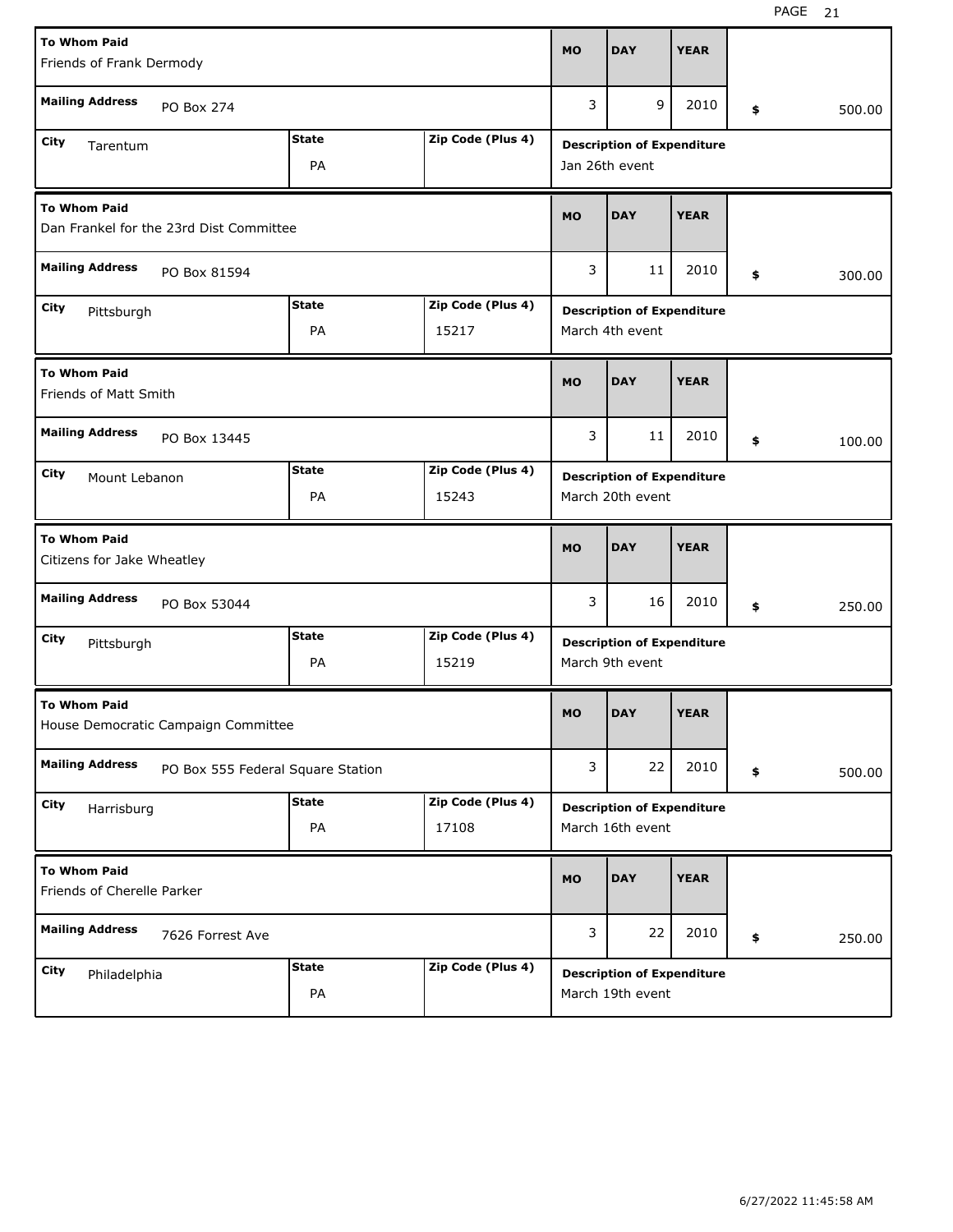| To Whom Paid | Mailing Address | City | State | Zip Code (Plus 4) | MO | DAY | YEAR | $ | Description of Expenditure |
|---|---|---|---|---|---|---|---|---|---|
| Friends of Frank Dermody | PO Box 274 | Tarentum | PA | | 3 | 9 | 2010 | 500.00 | Jan 26th event |
| Dan Frankel for the 23rd Dist Committee | PO Box 81594 | Pittsburgh | PA | 15217 | 3 | 11 | 2010 | 300.00 | March 4th event |
| Friends of Matt Smith | PO Box 13445 | Mount Lebanon | PA | 15243 | 3 | 11 | 2010 | 100.00 | March 20th event |
| Citizens for Jake Wheatley | PO Box 53044 | Pittsburgh | PA | 15219 | 3 | 16 | 2010 | 250.00 | March 9th event |
| House Democratic Campaign Committee | PO Box 555 Federal Square Station | Harrisburg | PA | 17108 | 3 | 22 | 2010 | 500.00 | March 16th event |
| Friends of Cherelle Parker | 7626 Forrest Ave | Philadelphia | PA | | 3 | 22 | 2010 | 250.00 | March 19th event |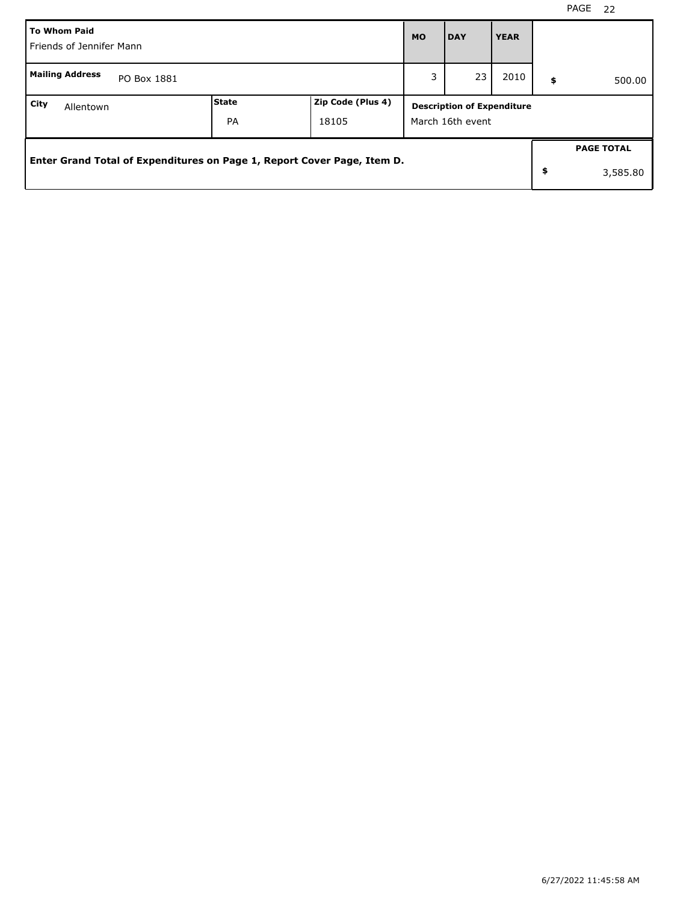| To Whom Paid | | | MO | DAY | YEAR | |
|---|---|---|---|---|---|---|
| Friends of Jennifer Mann | | | | | | |
| **Mailing Address** PO Box 1881 | | | 3 | 23 | 2010 | $ 500.00 |
| **City** Allentown | **State** PA | **Zip Code (Plus 4)** 18105 | **Description of Expenditure** March 16th event | | | |

| Enter Grand Total of Expenditures on Page 1, Report Cover Page, Item D. | PAGE TOTAL |
|---|---|
| | $ 3,585.80 |

6/27/2022 11:45:58 AM